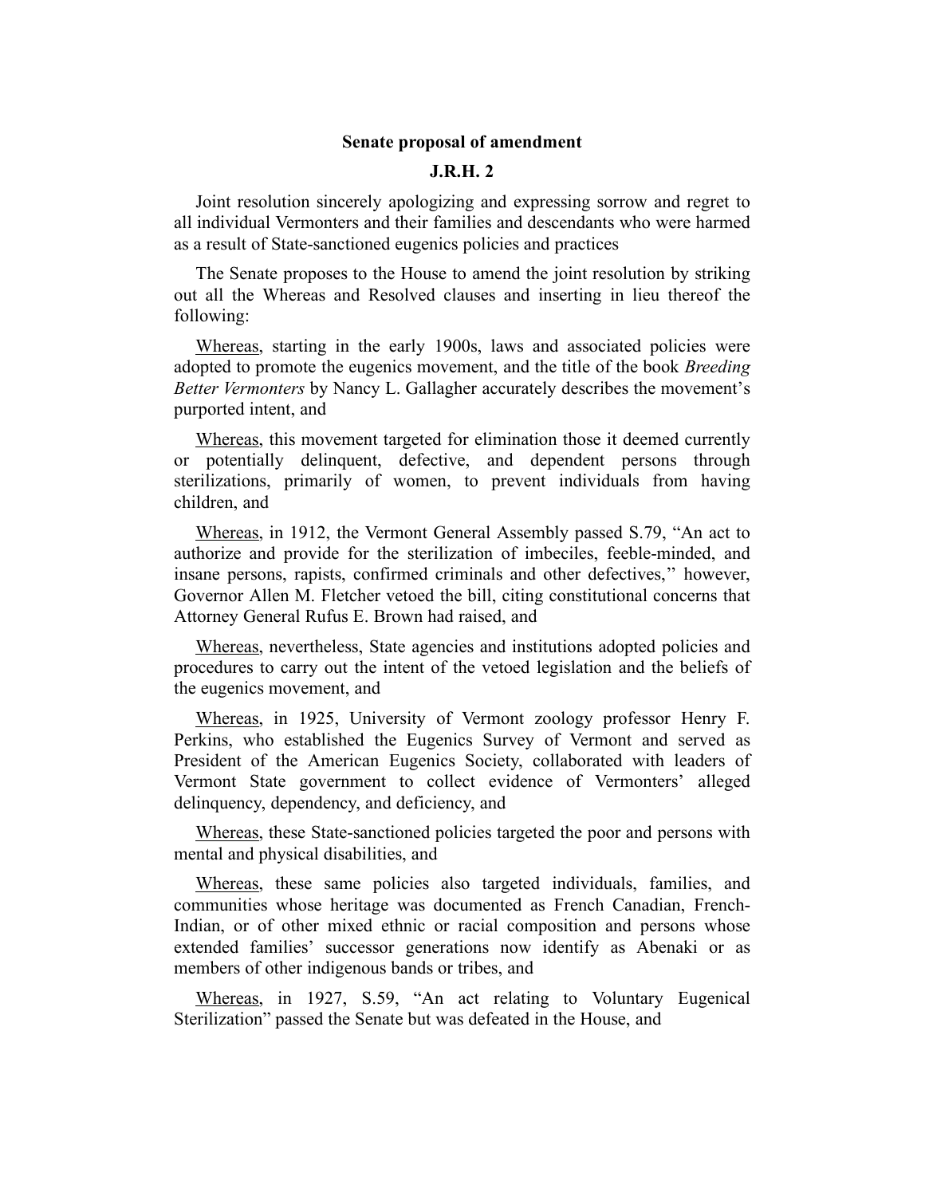**Senate proposal of amendment**

**J.R.H. 2**

Joint resolution sincerely apologizing and expressing sorrow and regret to all individual Vermonters and their families and descendants who were harmed as a result of State-sanctioned eugenics policies and practices

The Senate proposes to the House to amend the joint resolution by striking out all the Whereas and Resolved clauses and inserting in lieu thereof the following:

Whereas, starting in the early 1900s, laws and associated policies were adopted to promote the eugenics movement, and the title of the book *Breeding Better Vermonters* by Nancy L. Gallagher accurately describes the movement's purported intent, and

Whereas, this movement targeted for elimination those it deemed currently or potentially delinquent, defective, and dependent persons through sterilizations, primarily of women, to prevent individuals from having children, and

Whereas, in 1912, the Vermont General Assembly passed S.79, "An act to authorize and provide for the sterilization of imbeciles, feeble-minded, and insane persons, rapists, confirmed criminals and other defectives," however, Governor Allen M. Fletcher vetoed the bill, citing constitutional concerns that Attorney General Rufus E. Brown had raised, and

Whereas, nevertheless, State agencies and institutions adopted policies and procedures to carry out the intent of the vetoed legislation and the beliefs of the eugenics movement, and

Whereas, in 1925, University of Vermont zoology professor Henry F. Perkins, who established the Eugenics Survey of Vermont and served as President of the American Eugenics Society, collaborated with leaders of Vermont State government to collect evidence of Vermonters' alleged delinquency, dependency, and deficiency, and

Whereas, these State-sanctioned policies targeted the poor and persons with mental and physical disabilities, and

Whereas, these same policies also targeted individuals, families, and communities whose heritage was documented as French Canadian, French-Indian, or of other mixed ethnic or racial composition and persons whose extended families' successor generations now identify as Abenaki or as members of other indigenous bands or tribes, and

Whereas, in 1927, S.59, "An act relating to Voluntary Eugenical Sterilization" passed the Senate but was defeated in the House, and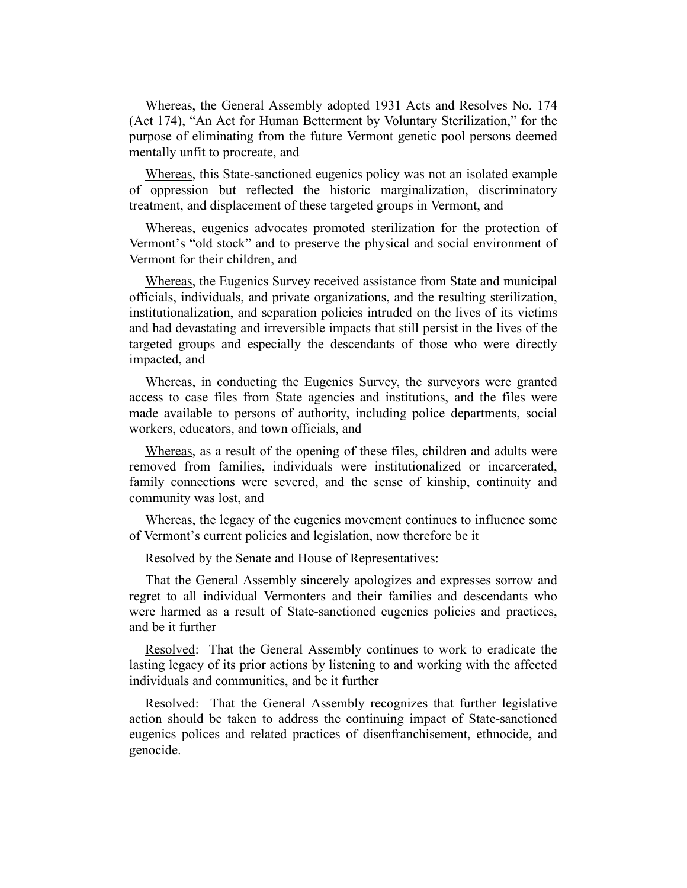Whereas, the General Assembly adopted 1931 Acts and Resolves No. 174 (Act 174), "An Act for Human Betterment by Voluntary Sterilization," for the purpose of eliminating from the future Vermont genetic pool persons deemed mentally unfit to procreate, and

Whereas, this State-sanctioned eugenics policy was not an isolated example of oppression but reflected the historic marginalization, discriminatory treatment, and displacement of these targeted groups in Vermont, and

Whereas, eugenics advocates promoted sterilization for the protection of Vermont's "old stock" and to preserve the physical and social environment of Vermont for their children, and

Whereas, the Eugenics Survey received assistance from State and municipal officials, individuals, and private organizations, and the resulting sterilization, institutionalization, and separation policies intruded on the lives of its victims and had devastating and irreversible impacts that still persist in the lives of the targeted groups and especially the descendants of those who were directly impacted, and

Whereas, in conducting the Eugenics Survey, the surveyors were granted access to case files from State agencies and institutions, and the files were made available to persons of authority, including police departments, social workers, educators, and town officials, and

Whereas, as a result of the opening of these files, children and adults were removed from families, individuals were institutionalized or incarcerated, family connections were severed, and the sense of kinship, continuity and community was lost, and

Whereas, the legacy of the eugenics movement continues to influence some of Vermont's current policies and legislation, now therefore be it

Resolved by the Senate and House of Representatives:

That the General Assembly sincerely apologizes and expresses sorrow and regret to all individual Vermonters and their families and descendants who were harmed as a result of State-sanctioned eugenics policies and practices, and be it further

Resolved: That the General Assembly continues to work to eradicate the lasting legacy of its prior actions by listening to and working with the affected individuals and communities, and be it further

Resolved: That the General Assembly recognizes that further legislative action should be taken to address the continuing impact of State-sanctioned eugenics polices and related practices of disenfranchisement, ethnocide, and genocide.